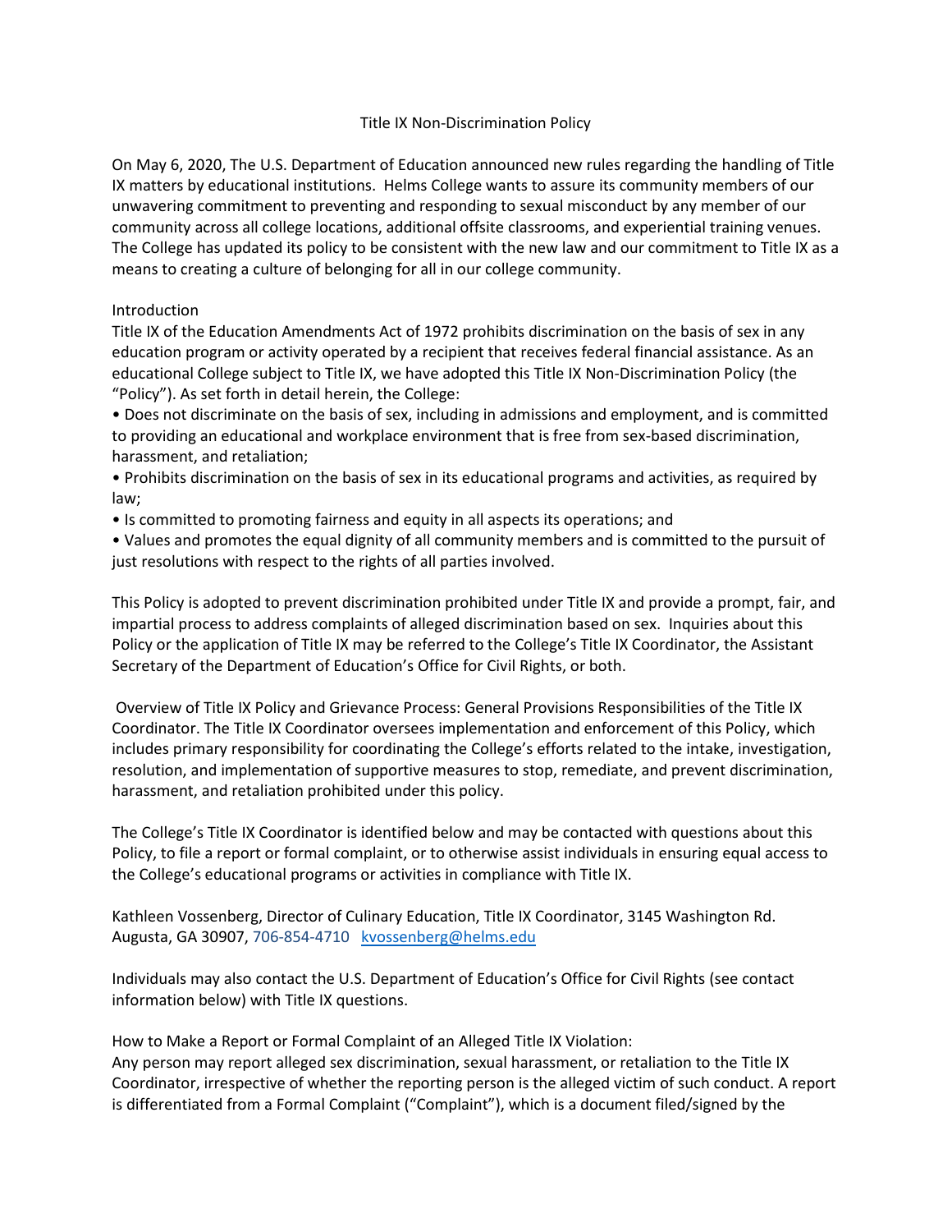# Title IX Non-Discrimination Policy

On May 6, 2020, The U.S. Department of Education announced new rules regarding the handling of Title IX matters by educational institutions. Helms College wants to assure its community members of our unwavering commitment to preventing and responding to sexual misconduct by any member of our community across all college locations, additional offsite classrooms, and experiential training venues. The College has updated its policy to be consistent with the new law and our commitment to Title IX as a means to creating a culture of belonging for all in our college community.

## Introduction

Title IX of the Education Amendments Act of 1972 prohibits discrimination on the basis of sex in any education program or activity operated by a recipient that receives federal financial assistance. As an educational College subject to Title IX, we have adopted this Title IX Non-Discrimination Policy (the "Policy"). As set forth in detail herein, the College:

- Does not discriminate on the basis of sex, including in admissions and employment, and is committed to providing an educational and workplace environment that is free from sex-based discrimination, harassment, and retaliation;
- Prohibits discrimination on the basis of sex in its educational programs and activities, as required by law;
- Is committed to promoting fairness and equity in all aspects its operations; and
- Values and promotes the equal dignity of all community members and is committed to the pursuit of just resolutions with respect to the rights of all parties involved.

This Policy is adopted to prevent discrimination prohibited under Title IX and provide a prompt, fair, and impartial process to address complaints of alleged discrimination based on sex. Inquiries about this Policy or the application of Title IX may be referred to the College's Title IX Coordinator, the Assistant Secretary of the Department of Education's Office for Civil Rights, or both.

Overview of Title IX Policy and Grievance Process: General Provisions Responsibilities of the Title IX Coordinator. The Title IX Coordinator oversees implementation and enforcement of this Policy, which includes primary responsibility for coordinating the College's efforts related to the intake, investigation, resolution, and implementation of supportive measures to stop, remediate, and prevent discrimination, harassment, and retaliation prohibited under this policy.

The College's Title IX Coordinator is identified below and may be contacted with questions about this Policy, to file a report or formal complaint, or to otherwise assist individuals in ensuring equal access to the College's educational programs or activities in compliance with Title IX.

Kathleen Vossenberg, Director of Culinary Education, Title IX Coordinator, 3145 Washington Rd. Augusta, GA 30907, 706-854-4710 kvossenberg@helms.edu

Individuals may also contact the U.S. Department of Education's Office for Civil Rights (see contact information below) with Title IX questions.

How to Make a Report or Formal Complaint of an Alleged Title IX Violation:
Any person may report alleged sex discrimination, sexual harassment, or retaliation to the Title IX Coordinator, irrespective of whether the reporting person is the alleged victim of such conduct. A report is differentiated from a Formal Complaint ("Complaint"), which is a document filed/signed by the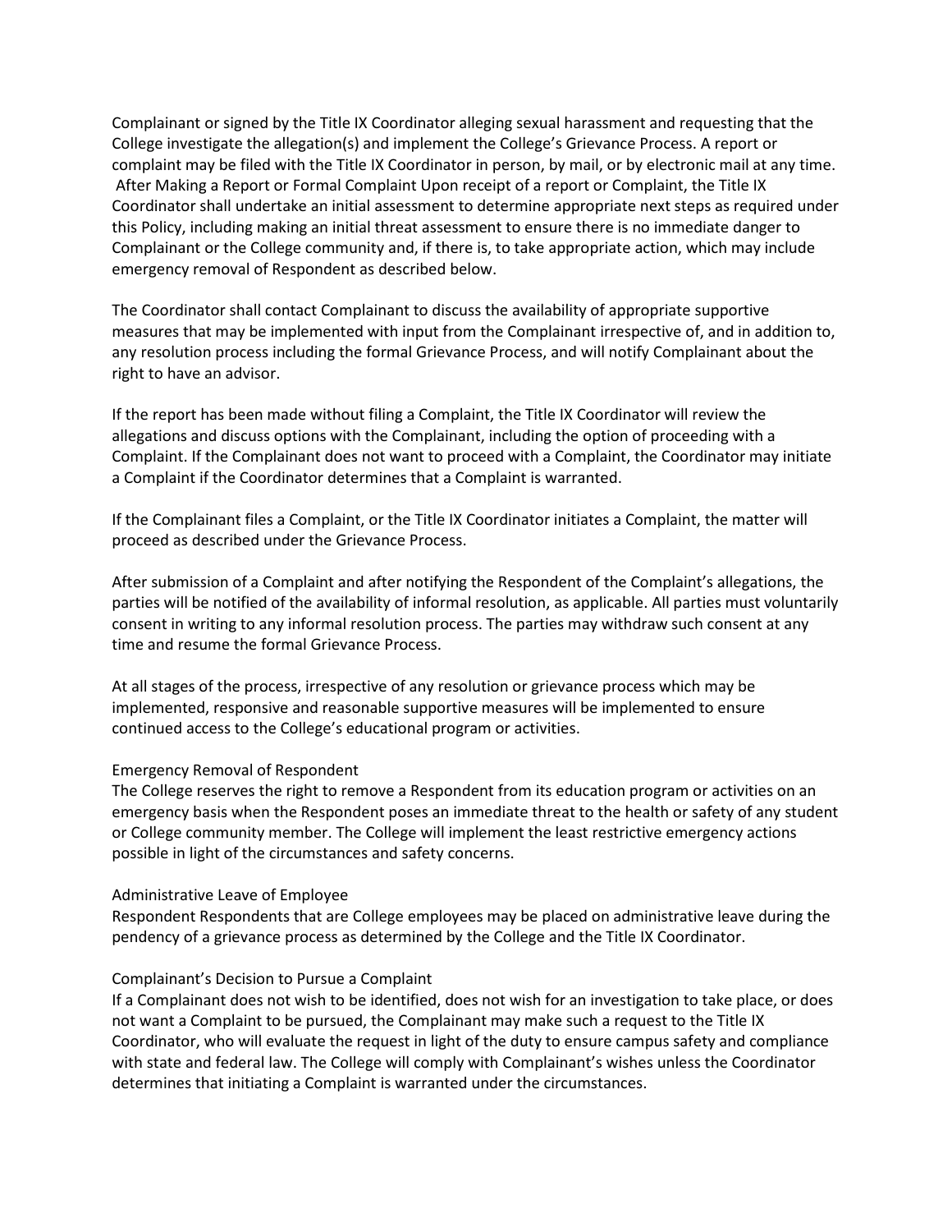Complainant or signed by the Title IX Coordinator alleging sexual harassment and requesting that the College investigate the allegation(s) and implement the College's Grievance Process. A report or complaint may be filed with the Title IX Coordinator in person, by mail, or by electronic mail at any time.

After Making a Report or Formal Complaint Upon receipt of a report or Complaint, the Title IX Coordinator shall undertake an initial assessment to determine appropriate next steps as required under this Policy, including making an initial threat assessment to ensure there is no immediate danger to Complainant or the College community and, if there is, to take appropriate action, which may include emergency removal of Respondent as described below.

The Coordinator shall contact Complainant to discuss the availability of appropriate supportive measures that may be implemented with input from the Complainant irrespective of, and in addition to, any resolution process including the formal Grievance Process, and will notify Complainant about the right to have an advisor.

If the report has been made without filing a Complaint, the Title IX Coordinator will review the allegations and discuss options with the Complainant, including the option of proceeding with a Complaint. If the Complainant does not want to proceed with a Complaint, the Coordinator may initiate a Complaint if the Coordinator determines that a Complaint is warranted.

If the Complainant files a Complaint, or the Title IX Coordinator initiates a Complaint, the matter will proceed as described under the Grievance Process.

After submission of a Complaint and after notifying the Respondent of the Complaint's allegations, the parties will be notified of the availability of informal resolution, as applicable. All parties must voluntarily consent in writing to any informal resolution process. The parties may withdraw such consent at any time and resume the formal Grievance Process.

At all stages of the process, irrespective of any resolution or grievance process which may be implemented, responsive and reasonable supportive measures will be implemented to ensure continued access to the College's educational program or activities.

Emergency Removal of Respondent

The College reserves the right to remove a Respondent from its education program or activities on an emergency basis when the Respondent poses an immediate threat to the health or safety of any student or College community member. The College will implement the least restrictive emergency actions possible in light of the circumstances and safety concerns.

Administrative Leave of Employee

Respondent Respondents that are College employees may be placed on administrative leave during the pendency of a grievance process as determined by the College and the Title IX Coordinator.

Complainant's Decision to Pursue a Complaint

If a Complainant does not wish to be identified, does not wish for an investigation to take place, or does not want a Complaint to be pursued, the Complainant may make such a request to the Title IX Coordinator, who will evaluate the request in light of the duty to ensure campus safety and compliance with state and federal law. The College will comply with Complainant's wishes unless the Coordinator determines that initiating a Complaint is warranted under the circumstances.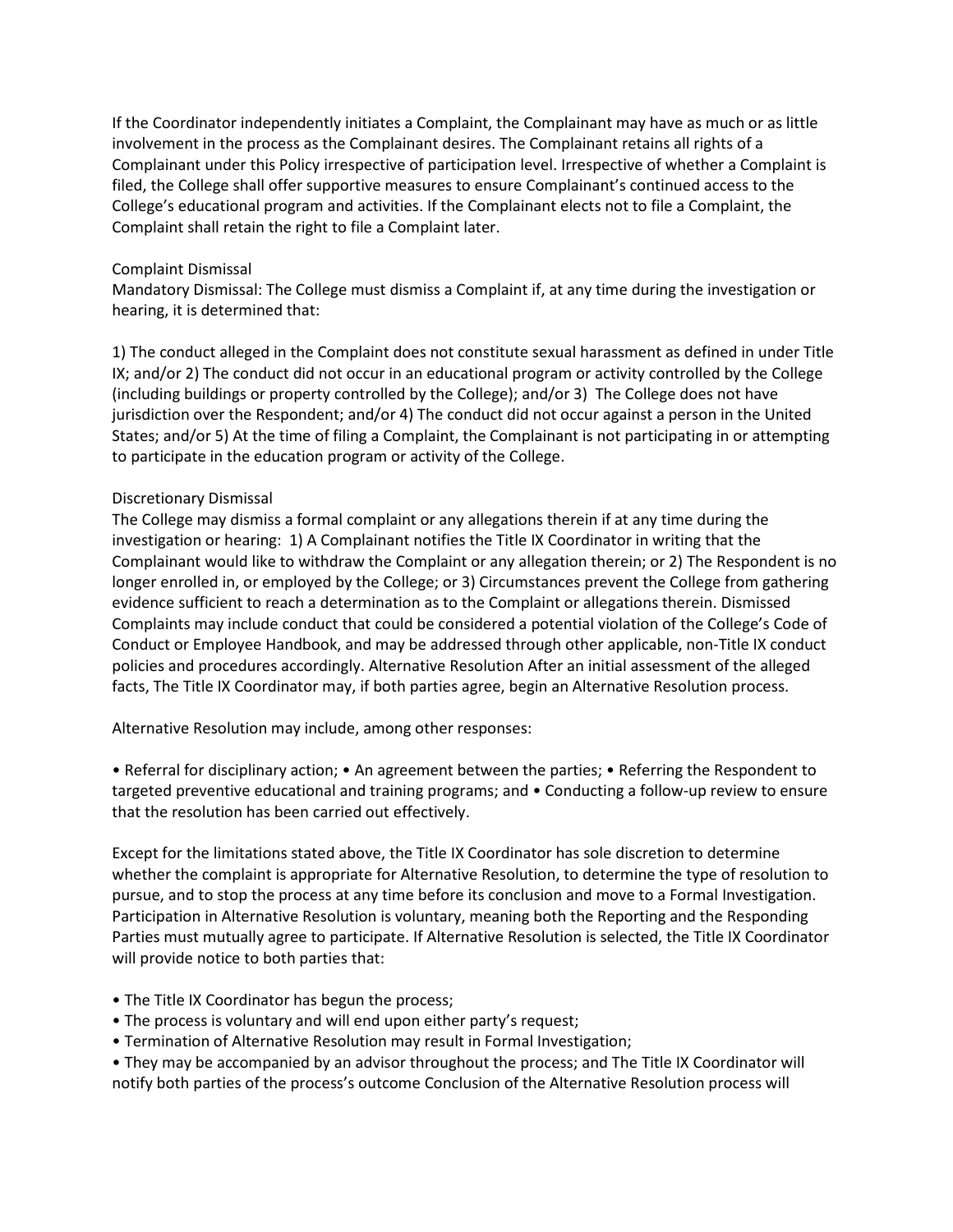If the Coordinator independently initiates a Complaint, the Complainant may have as much or as little involvement in the process as the Complainant desires. The Complainant retains all rights of a Complainant under this Policy irrespective of participation level. Irrespective of whether a Complaint is filed, the College shall offer supportive measures to ensure Complainant's continued access to the College's educational program and activities. If the Complainant elects not to file a Complaint, the Complaint shall retain the right to file a Complaint later.

Complaint Dismissal

Mandatory Dismissal: The College must dismiss a Complaint if, at any time during the investigation or hearing, it is determined that:

1) The conduct alleged in the Complaint does not constitute sexual harassment as defined in under Title IX; and/or 2) The conduct did not occur in an educational program or activity controlled by the College (including buildings or property controlled by the College); and/or 3) The College does not have jurisdiction over the Respondent; and/or 4) The conduct did not occur against a person in the United States; and/or 5) At the time of filing a Complaint, the Complainant is not participating in or attempting to participate in the education program or activity of the College.

Discretionary Dismissal

The College may dismiss a formal complaint or any allegations therein if at any time during the investigation or hearing: 1) A Complainant notifies the Title IX Coordinator in writing that the Complainant would like to withdraw the Complaint or any allegation therein; or 2) The Respondent is no longer enrolled in, or employed by the College; or 3) Circumstances prevent the College from gathering evidence sufficient to reach a determination as to the Complaint or allegations therein. Dismissed Complaints may include conduct that could be considered a potential violation of the College's Code of Conduct or Employee Handbook, and may be addressed through other applicable, non-Title IX conduct policies and procedures accordingly. Alternative Resolution After an initial assessment of the alleged facts, The Title IX Coordinator may, if both parties agree, begin an Alternative Resolution process.

Alternative Resolution may include, among other responses:

• Referral for disciplinary action; • An agreement between the parties; • Referring the Respondent to targeted preventive educational and training programs; and • Conducting a follow-up review to ensure that the resolution has been carried out effectively.

Except for the limitations stated above, the Title IX Coordinator has sole discretion to determine whether the complaint is appropriate for Alternative Resolution, to determine the type of resolution to pursue, and to stop the process at any time before its conclusion and move to a Formal Investigation. Participation in Alternative Resolution is voluntary, meaning both the Reporting and the Responding Parties must mutually agree to participate. If Alternative Resolution is selected, the Title IX Coordinator will provide notice to both parties that:

- The Title IX Coordinator has begun the process;
- The process is voluntary and will end upon either party's request;
- Termination of Alternative Resolution may result in Formal Investigation;
- They may be accompanied by an advisor throughout the process; and The Title IX Coordinator will notify both parties of the process's outcome Conclusion of the Alternative Resolution process will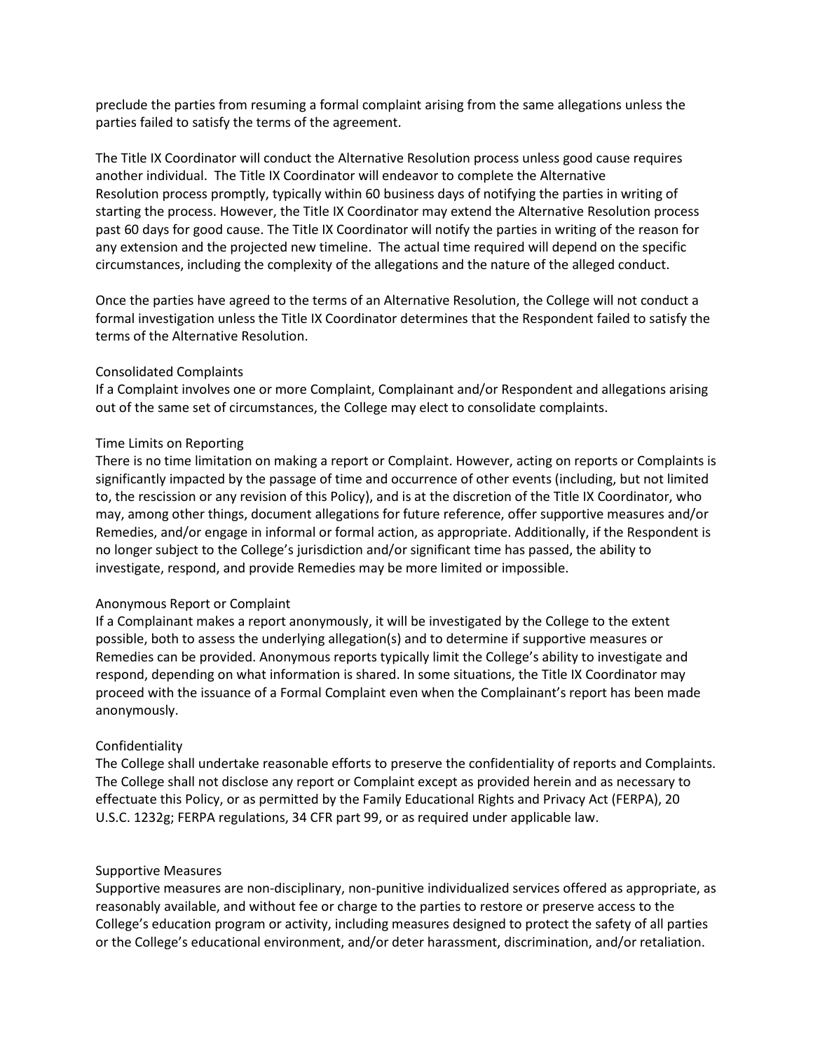preclude the parties from resuming a formal complaint arising from the same allegations unless the parties failed to satisfy the terms of the agreement.

The Title IX Coordinator will conduct the Alternative Resolution process unless good cause requires another individual. The Title IX Coordinator will endeavor to complete the Alternative Resolution process promptly, typically within 60 business days of notifying the parties in writing of starting the process. However, the Title IX Coordinator may extend the Alternative Resolution process past 60 days for good cause. The Title IX Coordinator will notify the parties in writing of the reason for any extension and the projected new timeline. The actual time required will depend on the specific circumstances, including the complexity of the allegations and the nature of the alleged conduct.

Once the parties have agreed to the terms of an Alternative Resolution, the College will not conduct a formal investigation unless the Title IX Coordinator determines that the Respondent failed to satisfy the terms of the Alternative Resolution.

### Consolidated Complaints

If a Complaint involves one or more Complaint, Complainant and/or Respondent and allegations arising out of the same set of circumstances, the College may elect to consolidate complaints.

### Time Limits on Reporting

There is no time limitation on making a report or Complaint. However, acting on reports or Complaints is significantly impacted by the passage of time and occurrence of other events (including, but not limited to, the rescission or any revision of this Policy), and is at the discretion of the Title IX Coordinator, who may, among other things, document allegations for future reference, offer supportive measures and/or Remedies, and/or engage in informal or formal action, as appropriate. Additionally, if the Respondent is no longer subject to the College's jurisdiction and/or significant time has passed, the ability to investigate, respond, and provide Remedies may be more limited or impossible.

### Anonymous Report or Complaint

If a Complainant makes a report anonymously, it will be investigated by the College to the extent possible, both to assess the underlying allegation(s) and to determine if supportive measures or Remedies can be provided. Anonymous reports typically limit the College's ability to investigate and respond, depending on what information is shared. In some situations, the Title IX Coordinator may proceed with the issuance of a Formal Complaint even when the Complainant's report has been made anonymously.

### Confidentiality

The College shall undertake reasonable efforts to preserve the confidentiality of reports and Complaints. The College shall not disclose any report or Complaint except as provided herein and as necessary to effectuate this Policy, or as permitted by the Family Educational Rights and Privacy Act (FERPA), 20 U.S.C. 1232g; FERPA regulations, 34 CFR part 99, or as required under applicable law.

### Supportive Measures

Supportive measures are non-disciplinary, non-punitive individualized services offered as appropriate, as reasonably available, and without fee or charge to the parties to restore or preserve access to the College's education program or activity, including measures designed to protect the safety of all parties or the College's educational environment, and/or deter harassment, discrimination, and/or retaliation.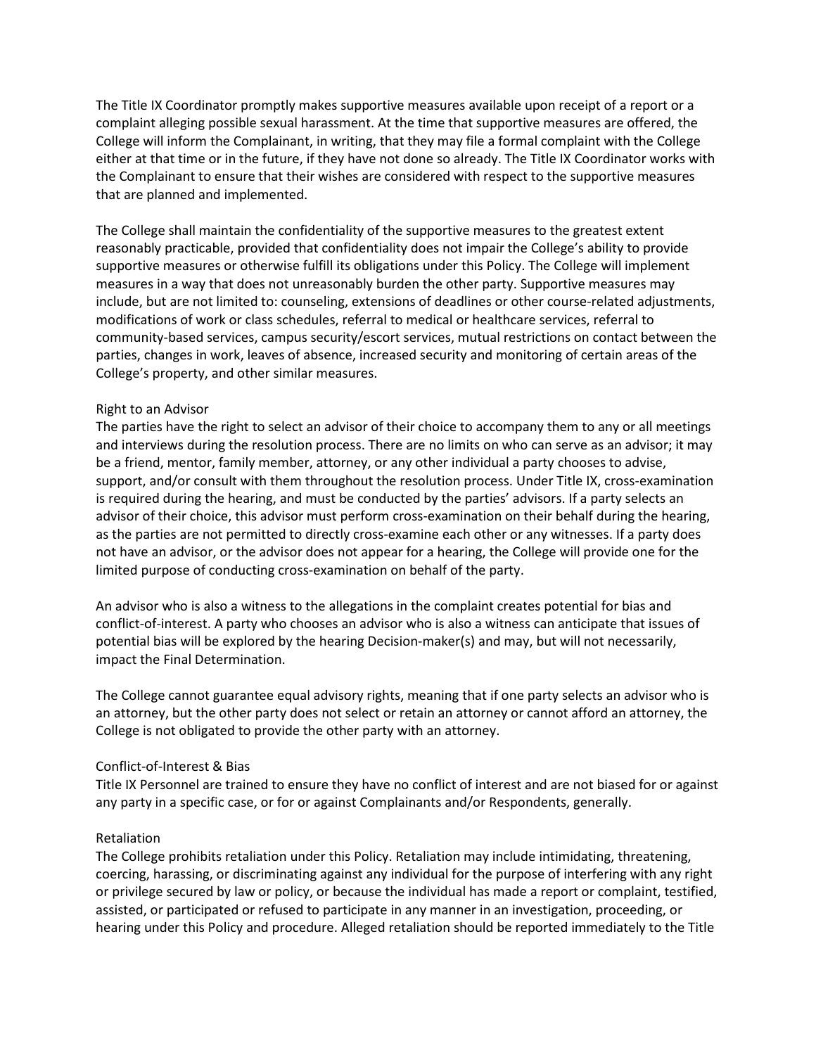The Title IX Coordinator promptly makes supportive measures available upon receipt of a report or a complaint alleging possible sexual harassment. At the time that supportive measures are offered, the College will inform the Complainant, in writing, that they may file a formal complaint with the College either at that time or in the future, if they have not done so already. The Title IX Coordinator works with the Complainant to ensure that their wishes are considered with respect to the supportive measures that are planned and implemented.

The College shall maintain the confidentiality of the supportive measures to the greatest extent reasonably practicable, provided that confidentiality does not impair the College's ability to provide supportive measures or otherwise fulfill its obligations under this Policy. The College will implement measures in a way that does not unreasonably burden the other party. Supportive measures may include, but are not limited to: counseling, extensions of deadlines or other course-related adjustments, modifications of work or class schedules, referral to medical or healthcare services, referral to community-based services, campus security/escort services, mutual restrictions on contact between the parties, changes in work, leaves of absence, increased security and monitoring of certain areas of the College's property, and other similar measures.

### Right to an Advisor

The parties have the right to select an advisor of their choice to accompany them to any or all meetings and interviews during the resolution process. There are no limits on who can serve as an advisor; it may be a friend, mentor, family member, attorney, or any other individual a party chooses to advise, support, and/or consult with them throughout the resolution process. Under Title IX, cross-examination is required during the hearing, and must be conducted by the parties' advisors. If a party selects an advisor of their choice, this advisor must perform cross-examination on their behalf during the hearing, as the parties are not permitted to directly cross-examine each other or any witnesses. If a party does not have an advisor, or the advisor does not appear for a hearing, the College will provide one for the limited purpose of conducting cross-examination on behalf of the party.

An advisor who is also a witness to the allegations in the complaint creates potential for bias and conflict-of-interest. A party who chooses an advisor who is also a witness can anticipate that issues of potential bias will be explored by the hearing Decision-maker(s) and may, but will not necessarily, impact the Final Determination.

The College cannot guarantee equal advisory rights, meaning that if one party selects an advisor who is an attorney, but the other party does not select or retain an attorney or cannot afford an attorney, the College is not obligated to provide the other party with an attorney.

### Conflict-of-Interest & Bias

Title IX Personnel are trained to ensure they have no conflict of interest and are not biased for or against any party in a specific case, or for or against Complainants and/or Respondents, generally.

### Retaliation

The College prohibits retaliation under this Policy. Retaliation may include intimidating, threatening, coercing, harassing, or discriminating against any individual for the purpose of interfering with any right or privilege secured by law or policy, or because the individual has made a report or complaint, testified, assisted, or participated or refused to participate in any manner in an investigation, proceeding, or hearing under this Policy and procedure. Alleged retaliation should be reported immediately to the Title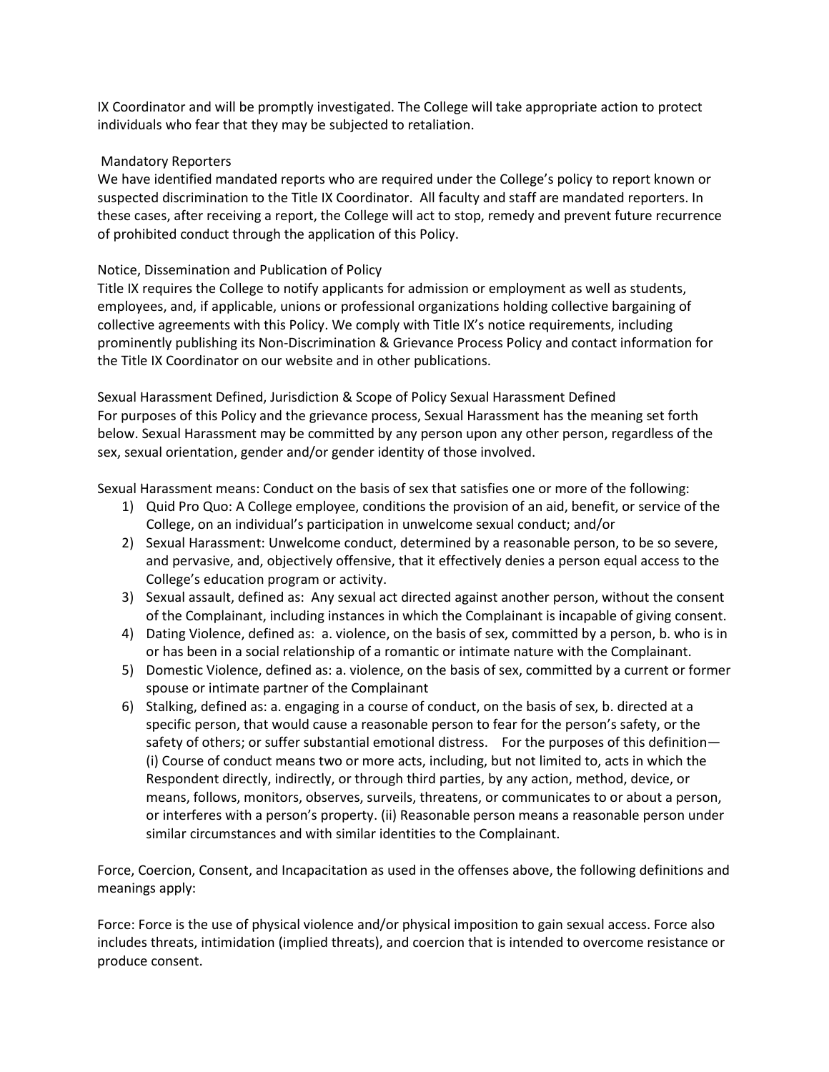IX Coordinator and will be promptly investigated. The College will take appropriate action to protect individuals who fear that they may be subjected to retaliation.

Mandatory Reporters

We have identified mandated reports who are required under the College's policy to report known or suspected discrimination to the Title IX Coordinator. All faculty and staff are mandated reporters. In these cases, after receiving a report, the College will act to stop, remedy and prevent future recurrence of prohibited conduct through the application of this Policy.

Notice, Dissemination and Publication of Policy

Title IX requires the College to notify applicants for admission or employment as well as students, employees, and, if applicable, unions or professional organizations holding collective bargaining of collective agreements with this Policy. We comply with Title IX's notice requirements, including prominently publishing its Non-Discrimination & Grievance Process Policy and contact information for the Title IX Coordinator on our website and in other publications.

Sexual Harassment Defined, Jurisdiction & Scope of Policy Sexual Harassment Defined

For purposes of this Policy and the grievance process, Sexual Harassment has the meaning set forth below. Sexual Harassment may be committed by any person upon any other person, regardless of the sex, sexual orientation, gender and/or gender identity of those involved.

Sexual Harassment means: Conduct on the basis of sex that satisfies one or more of the following:

1) Quid Pro Quo: A College employee, conditions the provision of an aid, benefit, or service of the College, on an individual's participation in unwelcome sexual conduct; and/or
2) Sexual Harassment: Unwelcome conduct, determined by a reasonable person, to be so severe, and pervasive, and, objectively offensive, that it effectively denies a person equal access to the College's education program or activity.
3) Sexual assault, defined as: Any sexual act directed against another person, without the consent of the Complainant, including instances in which the Complainant is incapable of giving consent.
4) Dating Violence, defined as: a. violence, on the basis of sex, committed by a person, b. who is in or has been in a social relationship of a romantic or intimate nature with the Complainant.
5) Domestic Violence, defined as: a. violence, on the basis of sex, committed by a current or former spouse or intimate partner of the Complainant
6) Stalking, defined as: a. engaging in a course of conduct, on the basis of sex, b. directed at a specific person, that would cause a reasonable person to fear for the person's safety, or the safety of others; or suffer substantial emotional distress. For the purposes of this definition— (i) Course of conduct means two or more acts, including, but not limited to, acts in which the Respondent directly, indirectly, or through third parties, by any action, method, device, or means, follows, monitors, observes, surveils, threatens, or communicates to or about a person, or interferes with a person's property. (ii) Reasonable person means a reasonable person under similar circumstances and with similar identities to the Complainant.

Force, Coercion, Consent, and Incapacitation as used in the offenses above, the following definitions and meanings apply:

Force: Force is the use of physical violence and/or physical imposition to gain sexual access. Force also includes threats, intimidation (implied threats), and coercion that is intended to overcome resistance or produce consent.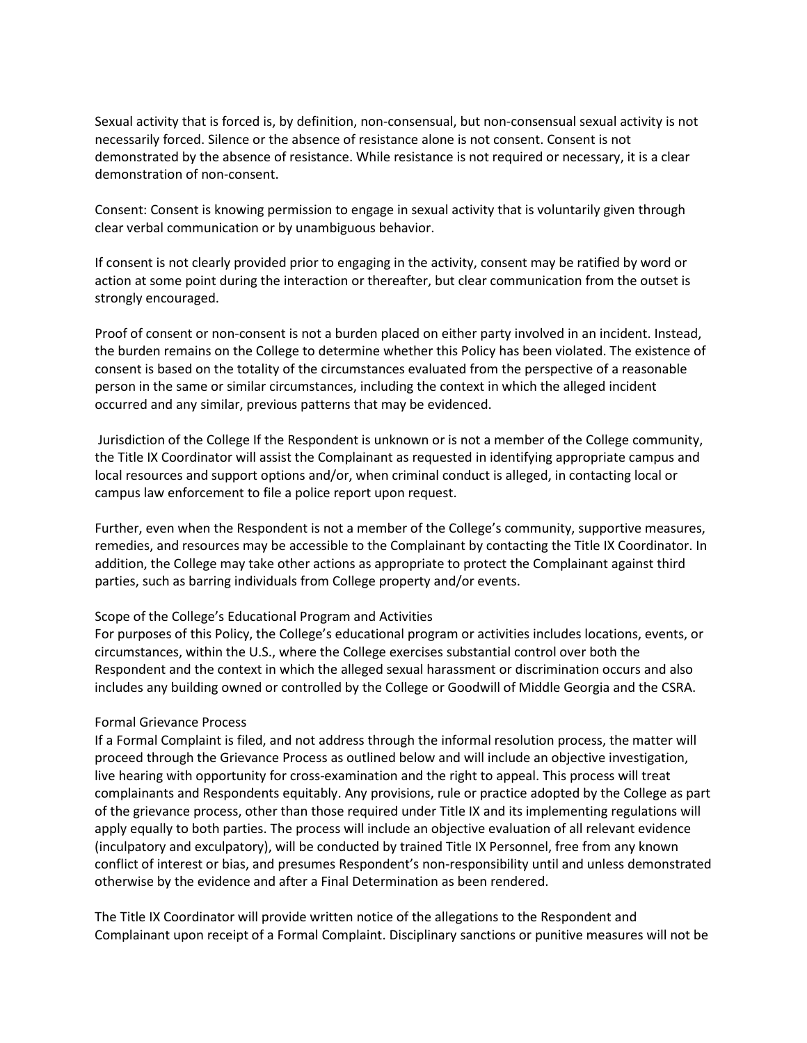Sexual activity that is forced is, by definition, non-consensual, but non-consensual sexual activity is not necessarily forced. Silence or the absence of resistance alone is not consent. Consent is not demonstrated by the absence of resistance. While resistance is not required or necessary, it is a clear demonstration of non-consent.

Consent: Consent is knowing permission to engage in sexual activity that is voluntarily given through clear verbal communication or by unambiguous behavior.

If consent is not clearly provided prior to engaging in the activity, consent may be ratified by word or action at some point during the interaction or thereafter, but clear communication from the outset is strongly encouraged.

Proof of consent or non-consent is not a burden placed on either party involved in an incident. Instead, the burden remains on the College to determine whether this Policy has been violated. The existence of consent is based on the totality of the circumstances evaluated from the perspective of a reasonable person in the same or similar circumstances, including the context in which the alleged incident occurred and any similar, previous patterns that may be evidenced.

Jurisdiction of the College If the Respondent is unknown or is not a member of the College community, the Title IX Coordinator will assist the Complainant as requested in identifying appropriate campus and local resources and support options and/or, when criminal conduct is alleged, in contacting local or campus law enforcement to file a police report upon request.

Further, even when the Respondent is not a member of the College's community, supportive measures, remedies, and resources may be accessible to the Complainant by contacting the Title IX Coordinator. In addition, the College may take other actions as appropriate to protect the Complainant against third parties, such as barring individuals from College property and/or events.

Scope of the College's Educational Program and Activities

For purposes of this Policy, the College's educational program or activities includes locations, events, or circumstances, within the U.S., where the College exercises substantial control over both the Respondent and the context in which the alleged sexual harassment or discrimination occurs and also includes any building owned or controlled by the College or Goodwill of Middle Georgia and the CSRA.

Formal Grievance Process

If a Formal Complaint is filed, and not address through the informal resolution process, the matter will proceed through the Grievance Process as outlined below and will include an objective investigation, live hearing with opportunity for cross-examination and the right to appeal. This process will treat complainants and Respondents equitably. Any provisions, rule or practice adopted by the College as part of the grievance process, other than those required under Title IX and its implementing regulations will apply equally to both parties. The process will include an objective evaluation of all relevant evidence (inculpatory and exculpatory), will be conducted by trained Title IX Personnel, free from any known conflict of interest or bias, and presumes Respondent's non-responsibility until and unless demonstrated otherwise by the evidence and after a Final Determination as been rendered.

The Title IX Coordinator will provide written notice of the allegations to the Respondent and Complainant upon receipt of a Formal Complaint. Disciplinary sanctions or punitive measures will not be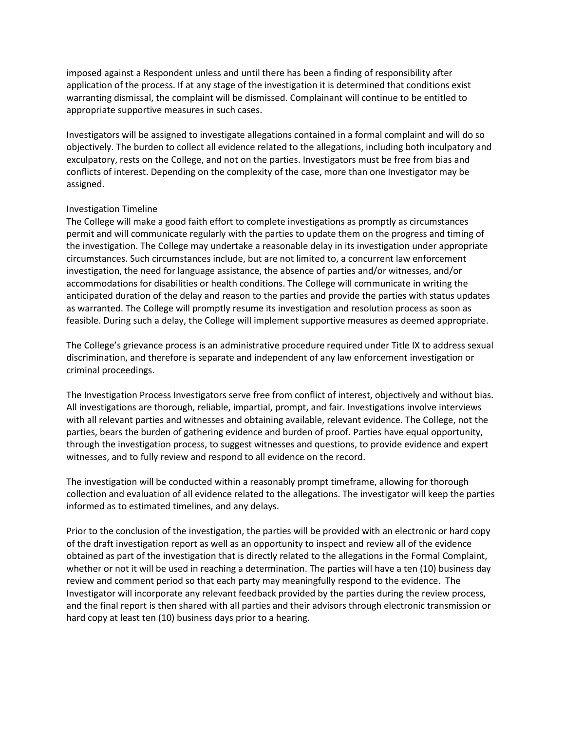imposed against a Respondent unless and until there has been a finding of responsibility after application of the process. If at any stage of the investigation it is determined that conditions exist warranting dismissal, the complaint will be dismissed. Complainant will continue to be entitled to appropriate supportive measures in such cases.

Investigators will be assigned to investigate allegations contained in a formal complaint and will do so objectively. The burden to collect all evidence related to the allegations, including both inculpatory and exculpatory, rests on the College, and not on the parties. Investigators must be free from bias and conflicts of interest. Depending on the complexity of the case, more than one Investigator may be assigned.

Investigation Timeline
The College will make a good faith effort to complete investigations as promptly as circumstances permit and will communicate regularly with the parties to update them on the progress and timing of the investigation. The College may undertake a reasonable delay in its investigation under appropriate circumstances. Such circumstances include, but are not limited to, a concurrent law enforcement investigation, the need for language assistance, the absence of parties and/or witnesses, and/or accommodations for disabilities or health conditions. The College will communicate in writing the anticipated duration of the delay and reason to the parties and provide the parties with status updates as warranted. The College will promptly resume its investigation and resolution process as soon as feasible. During such a delay, the College will implement supportive measures as deemed appropriate.

The College's grievance process is an administrative procedure required under Title IX to address sexual discrimination, and therefore is separate and independent of any law enforcement investigation or criminal proceedings.

The Investigation Process Investigators serve free from conflict of interest, objectively and without bias. All investigations are thorough, reliable, impartial, prompt, and fair. Investigations involve interviews with all relevant parties and witnesses and obtaining available, relevant evidence. The College, not the parties, bears the burden of gathering evidence and burden of proof. Parties have equal opportunity, through the investigation process, to suggest witnesses and questions, to provide evidence and expert witnesses, and to fully review and respond to all evidence on the record.

The investigation will be conducted within a reasonably prompt timeframe, allowing for thorough collection and evaluation of all evidence related to the allegations. The investigator will keep the parties informed as to estimated timelines, and any delays.

Prior to the conclusion of the investigation, the parties will be provided with an electronic or hard copy of the draft investigation report as well as an opportunity to inspect and review all of the evidence obtained as part of the investigation that is directly related to the allegations in the Formal Complaint, whether or not it will be used in reaching a determination. The parties will have a ten (10) business day review and comment period so that each party may meaningfully respond to the evidence. The Investigator will incorporate any relevant feedback provided by the parties during the review process, and the final report is then shared with all parties and their advisors through electronic transmission or hard copy at least ten (10) business days prior to a hearing.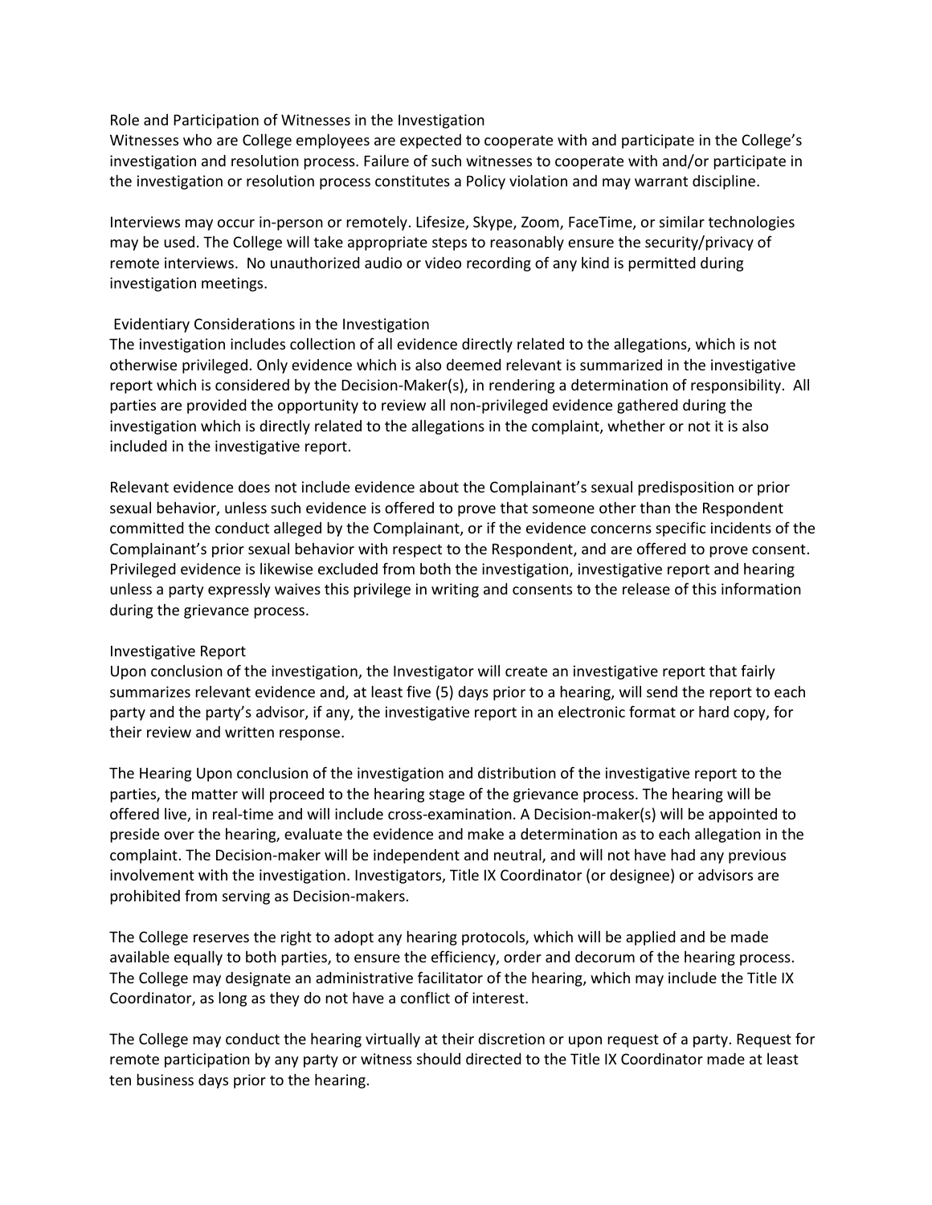### Role and Participation of Witnesses in the Investigation

Witnesses who are College employees are expected to cooperate with and participate in the College's investigation and resolution process. Failure of such witnesses to cooperate with and/or participate in the investigation or resolution process constitutes a Policy violation and may warrant discipline.

Interviews may occur in-person or remotely. Lifesize, Skype, Zoom, FaceTime, or similar technologies may be used. The College will take appropriate steps to reasonably ensure the security/privacy of remote interviews. No unauthorized audio or video recording of any kind is permitted during investigation meetings.

### Evidentiary Considerations in the Investigation

The investigation includes collection of all evidence directly related to the allegations, which is not otherwise privileged. Only evidence which is also deemed relevant is summarized in the investigative report which is considered by the Decision-Maker(s), in rendering a determination of responsibility. All parties are provided the opportunity to review all non-privileged evidence gathered during the investigation which is directly related to the allegations in the complaint, whether or not it is also included in the investigative report.

Relevant evidence does not include evidence about the Complainant's sexual predisposition or prior sexual behavior, unless such evidence is offered to prove that someone other than the Respondent committed the conduct alleged by the Complainant, or if the evidence concerns specific incidents of the Complainant's prior sexual behavior with respect to the Respondent, and are offered to prove consent. Privileged evidence is likewise excluded from both the investigation, investigative report and hearing unless a party expressly waives this privilege in writing and consents to the release of this information during the grievance process.

### Investigative Report

Upon conclusion of the investigation, the Investigator will create an investigative report that fairly summarizes relevant evidence and, at least five (5) days prior to a hearing, will send the report to each party and the party's advisor, if any, the investigative report in an electronic format or hard copy, for their review and written response.

The Hearing Upon conclusion of the investigation and distribution of the investigative report to the parties, the matter will proceed to the hearing stage of the grievance process. The hearing will be offered live, in real-time and will include cross-examination. A Decision-maker(s) will be appointed to preside over the hearing, evaluate the evidence and make a determination as to each allegation in the complaint. The Decision-maker will be independent and neutral, and will not have had any previous involvement with the investigation. Investigators, Title IX Coordinator (or designee) or advisors are prohibited from serving as Decision-makers.

The College reserves the right to adopt any hearing protocols, which will be applied and be made available equally to both parties, to ensure the efficiency, order and decorum of the hearing process. The College may designate an administrative facilitator of the hearing, which may include the Title IX Coordinator, as long as they do not have a conflict of interest.

The College may conduct the hearing virtually at their discretion or upon request of a party. Request for remote participation by any party or witness should directed to the Title IX Coordinator made at least ten business days prior to the hearing.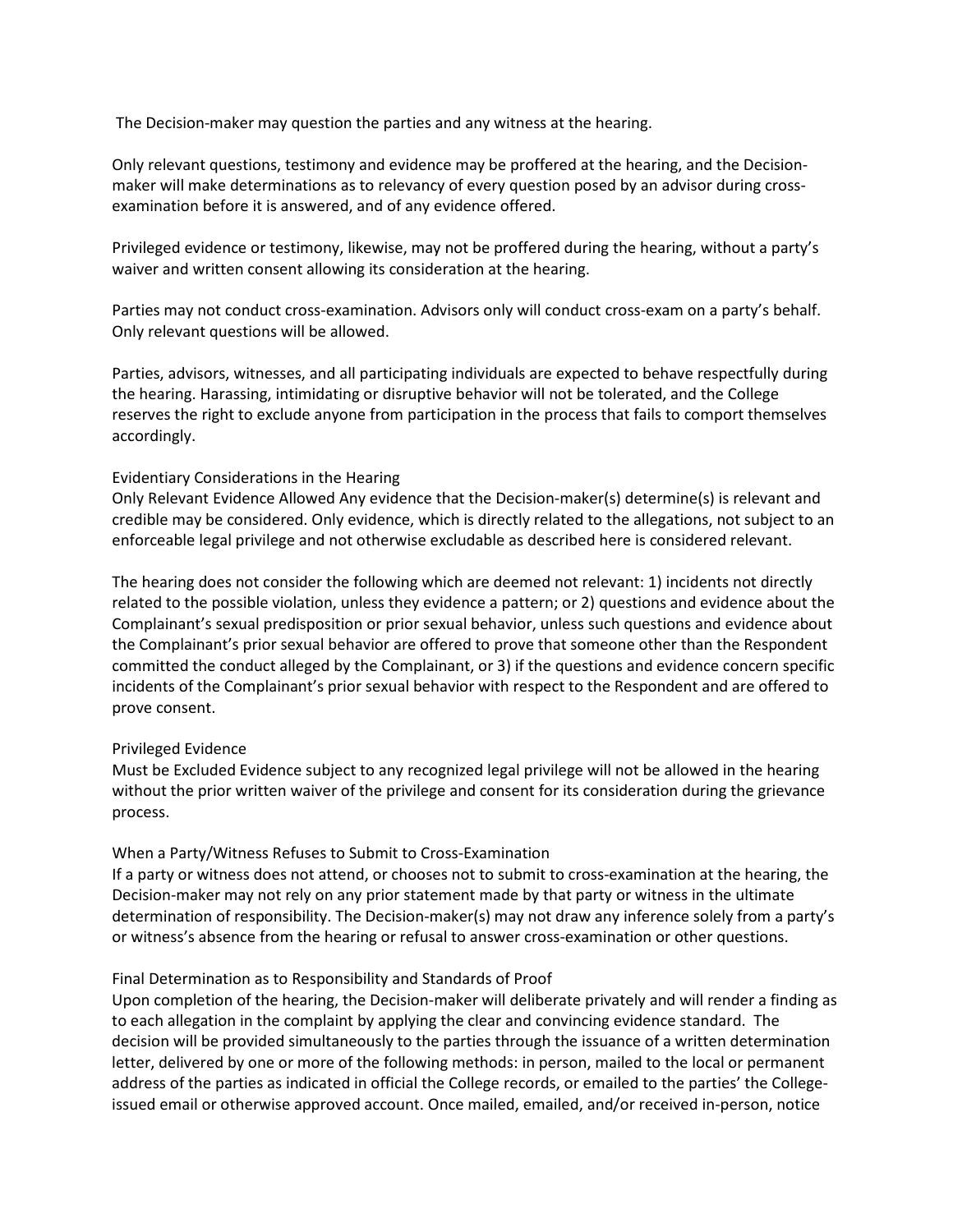The Decision-maker may question the parties and any witness at the hearing.

Only relevant questions, testimony and evidence may be proffered at the hearing, and the Decision-maker will make determinations as to relevancy of every question posed by an advisor during cross-examination before it is answered, and of any evidence offered.

Privileged evidence or testimony, likewise, may not be proffered during the hearing, without a party's waiver and written consent allowing its consideration at the hearing.

Parties may not conduct cross-examination. Advisors only will conduct cross-exam on a party's behalf. Only relevant questions will be allowed.

Parties, advisors, witnesses, and all participating individuals are expected to behave respectfully during the hearing. Harassing, intimidating or disruptive behavior will not be tolerated, and the College reserves the right to exclude anyone from participation in the process that fails to comport themselves accordingly.

Evidentiary Considerations in the Hearing

Only Relevant Evidence Allowed Any evidence that the Decision-maker(s) determine(s) is relevant and credible may be considered. Only evidence, which is directly related to the allegations, not subject to an enforceable legal privilege and not otherwise excludable as described here is considered relevant.

The hearing does not consider the following which are deemed not relevant: 1) incidents not directly related to the possible violation, unless they evidence a pattern; or 2) questions and evidence about the Complainant's sexual predisposition or prior sexual behavior, unless such questions and evidence about the Complainant's prior sexual behavior are offered to prove that someone other than the Respondent committed the conduct alleged by the Complainant, or 3) if the questions and evidence concern specific incidents of the Complainant's prior sexual behavior with respect to the Respondent and are offered to prove consent.

Privileged Evidence

Must be Excluded Evidence subject to any recognized legal privilege will not be allowed in the hearing without the prior written waiver of the privilege and consent for its consideration during the grievance process.

When a Party/Witness Refuses to Submit to Cross-Examination

If a party or witness does not attend, or chooses not to submit to cross-examination at the hearing, the Decision-maker may not rely on any prior statement made by that party or witness in the ultimate determination of responsibility. The Decision-maker(s) may not draw any inference solely from a party's or witness's absence from the hearing or refusal to answer cross-examination or other questions.

Final Determination as to Responsibility and Standards of Proof

Upon completion of the hearing, the Decision-maker will deliberate privately and will render a finding as to each allegation in the complaint by applying the clear and convincing evidence standard. The decision will be provided simultaneously to the parties through the issuance of a written determination letter, delivered by one or more of the following methods: in person, mailed to the local or permanent address of the parties as indicated in official the College records, or emailed to the parties' the College-issued email or otherwise approved account. Once mailed, emailed, and/or received in-person, notice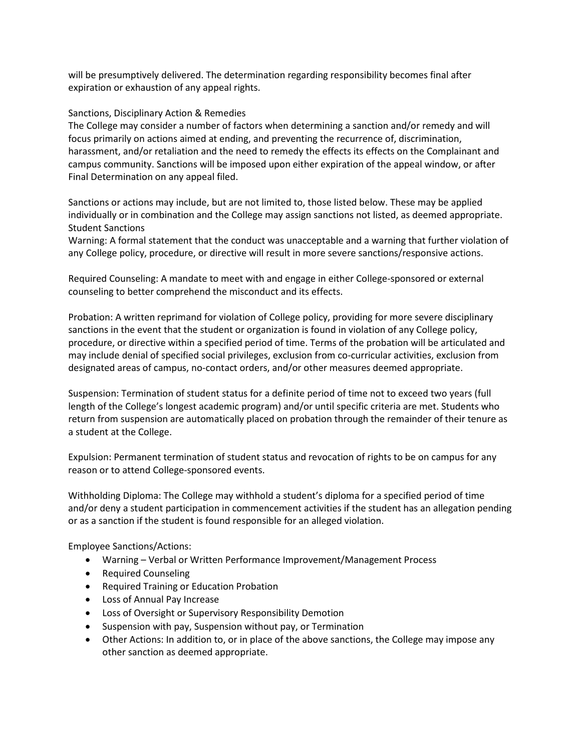will be presumptively delivered. The determination regarding responsibility becomes final after expiration or exhaustion of any appeal rights.

### Sanctions, Disciplinary Action & Remedies

The College may consider a number of factors when determining a sanction and/or remedy and will focus primarily on actions aimed at ending, and preventing the recurrence of, discrimination, harassment, and/or retaliation and the need to remedy the effects its effects on the Complainant and campus community. Sanctions will be imposed upon either expiration of the appeal window, or after Final Determination on any appeal filed.

Sanctions or actions may include, but are not limited to, those listed below. These may be applied individually or in combination and the College may assign sanctions not listed, as deemed appropriate.

#### Student Sanctions

Warning: A formal statement that the conduct was unacceptable and a warning that further violation of any College policy, procedure, or directive will result in more severe sanctions/responsive actions.

Required Counseling: A mandate to meet with and engage in either College-sponsored or external counseling to better comprehend the misconduct and its effects.

Probation: A written reprimand for violation of College policy, providing for more severe disciplinary sanctions in the event that the student or organization is found in violation of any College policy, procedure, or directive within a specified period of time. Terms of the probation will be articulated and may include denial of specified social privileges, exclusion from co-curricular activities, exclusion from designated areas of campus, no-contact orders, and/or other measures deemed appropriate.

Suspension: Termination of student status for a definite period of time not to exceed two years (full length of the College's longest academic program) and/or until specific criteria are met. Students who return from suspension are automatically placed on probation through the remainder of their tenure as a student at the College.

Expulsion: Permanent termination of student status and revocation of rights to be on campus for any reason or to attend College-sponsored events.

Withholding Diploma: The College may withhold a student's diploma for a specified period of time and/or deny a student participation in commencement activities if the student has an allegation pending or as a sanction if the student is found responsible for an alleged violation.

#### Employee Sanctions/Actions:

- Warning – Verbal or Written Performance Improvement/Management Process
- Required Counseling
- Required Training or Education Probation
- Loss of Annual Pay Increase
- Loss of Oversight or Supervisory Responsibility Demotion
- Suspension with pay, Suspension without pay, or Termination
- Other Actions: In addition to, or in place of the above sanctions, the College may impose any other sanction as deemed appropriate.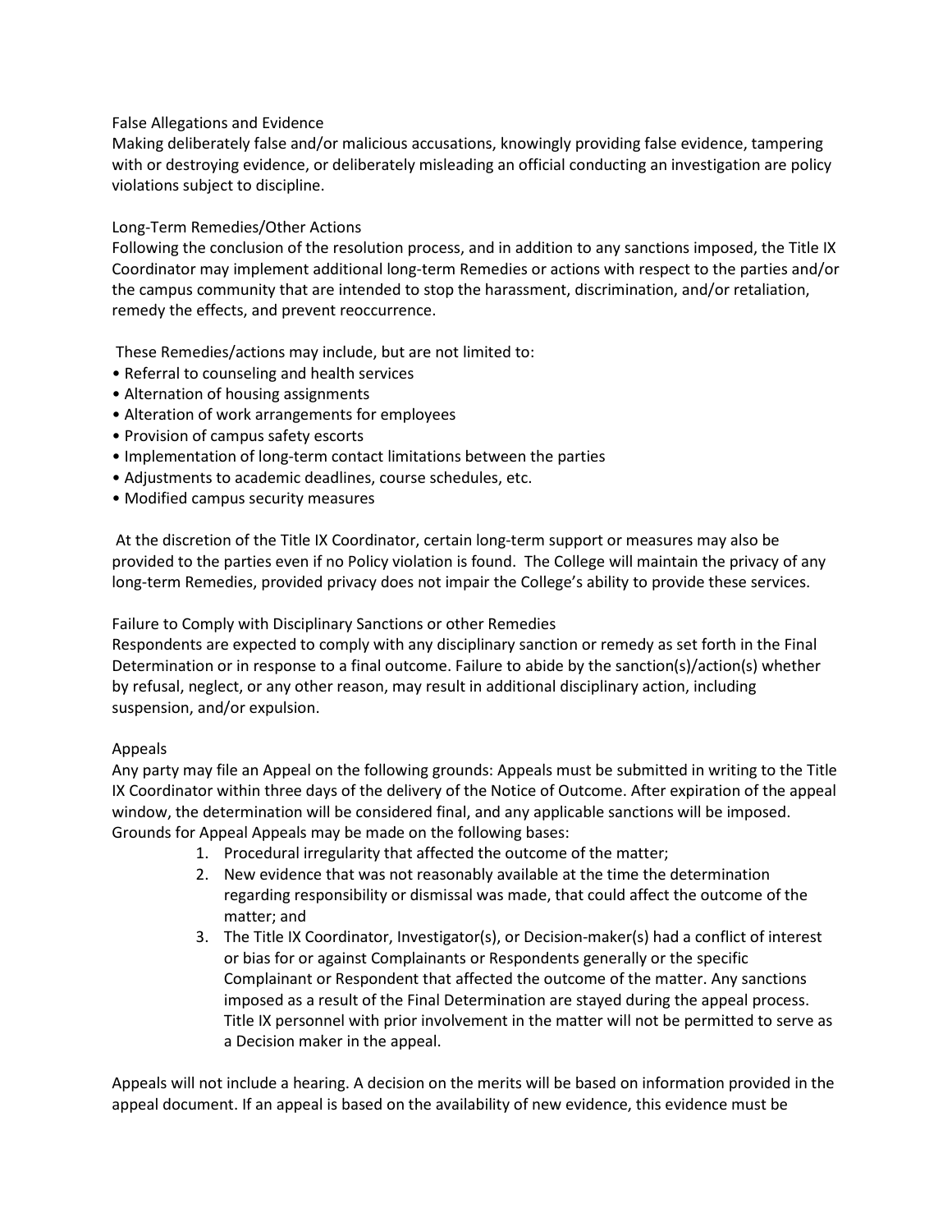### False Allegations and Evidence

Making deliberately false and/or malicious accusations, knowingly providing false evidence, tampering with or destroying evidence, or deliberately misleading an official conducting an investigation are policy violations subject to discipline.

### Long-Term Remedies/Other Actions

Following the conclusion of the resolution process, and in addition to any sanctions imposed, the Title IX Coordinator may implement additional long-term Remedies or actions with respect to the parties and/or the campus community that are intended to stop the harassment, discrimination, and/or retaliation, remedy the effects, and prevent reoccurrence.

These Remedies/actions may include, but are not limited to:

- Referral to counseling and health services
- Alternation of housing assignments
- Alteration of work arrangements for employees
- Provision of campus safety escorts
- Implementation of long-term contact limitations between the parties
- Adjustments to academic deadlines, course schedules, etc.
- Modified campus security measures

At the discretion of the Title IX Coordinator, certain long-term support or measures may also be provided to the parties even if no Policy violation is found. The College will maintain the privacy of any long-term Remedies, provided privacy does not impair the College's ability to provide these services.

### Failure to Comply with Disciplinary Sanctions or other Remedies

Respondents are expected to comply with any disciplinary sanction or remedy as set forth in the Final Determination or in response to a final outcome. Failure to abide by the sanction(s)/action(s) whether by refusal, neglect, or any other reason, may result in additional disciplinary action, including suspension, and/or expulsion.

### Appeals

Any party may file an Appeal on the following grounds: Appeals must be submitted in writing to the Title IX Coordinator within three days of the delivery of the Notice of Outcome. After expiration of the appeal window, the determination will be considered final, and any applicable sanctions will be imposed. Grounds for Appeal Appeals may be made on the following bases:

1. Procedural irregularity that affected the outcome of the matter;
2. New evidence that was not reasonably available at the time the determination regarding responsibility or dismissal was made, that could affect the outcome of the matter; and
3. The Title IX Coordinator, Investigator(s), or Decision-maker(s) had a conflict of interest or bias for or against Complainants or Respondents generally or the specific Complainant or Respondent that affected the outcome of the matter. Any sanctions imposed as a result of the Final Determination are stayed during the appeal process. Title IX personnel with prior involvement in the matter will not be permitted to serve as a Decision maker in the appeal.

Appeals will not include a hearing. A decision on the merits will be based on information provided in the appeal document. If an appeal is based on the availability of new evidence, this evidence must be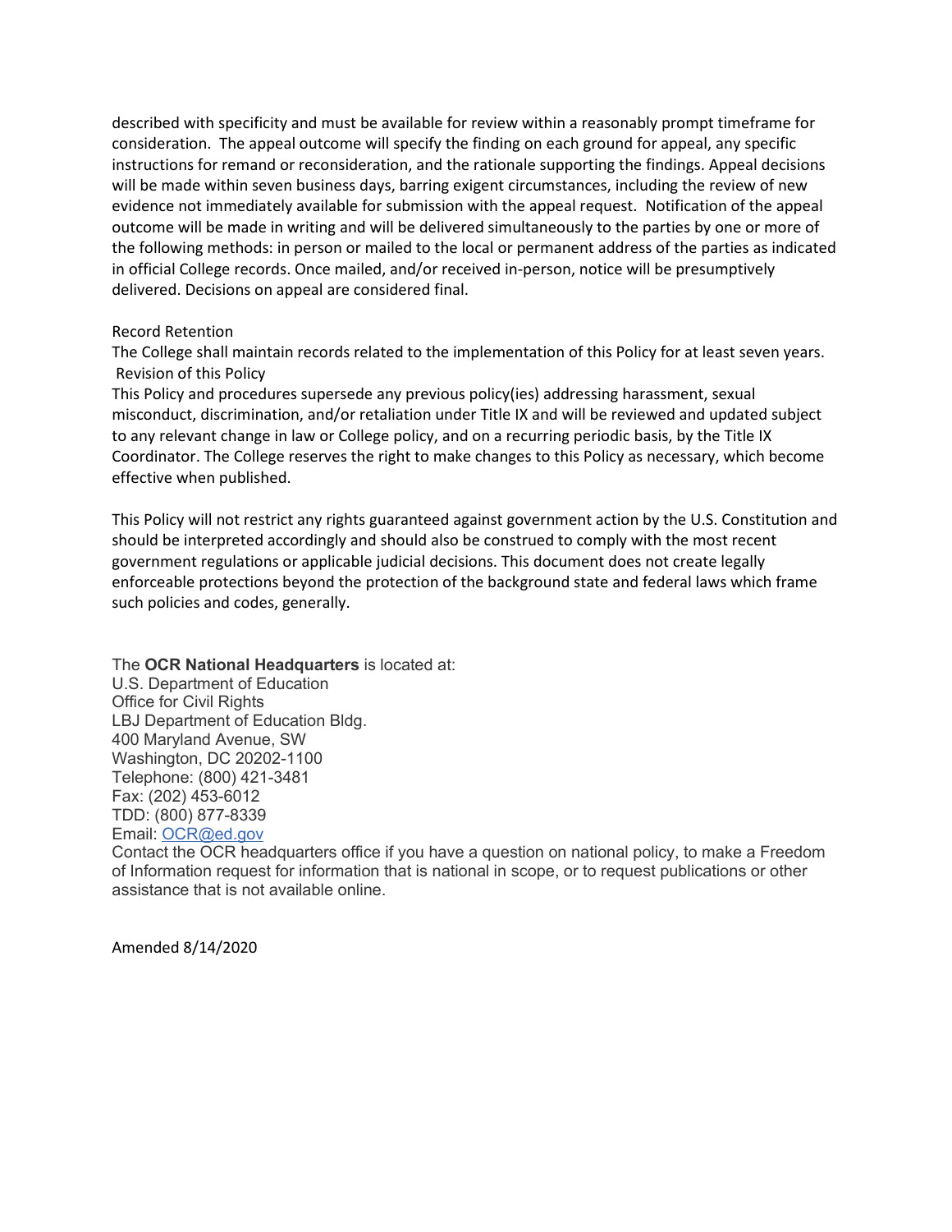described with specificity and must be available for review within a reasonably prompt timeframe for consideration. The appeal outcome will specify the finding on each ground for appeal, any specific instructions for remand or reconsideration, and the rationale supporting the findings. Appeal decisions will be made within seven business days, barring exigent circumstances, including the review of new evidence not immediately available for submission with the appeal request. Notification of the appeal outcome will be made in writing and will be delivered simultaneously to the parties by one or more of the following methods: in person or mailed to the local or permanent address of the parties as indicated in official College records. Once mailed, and/or received in-person, notice will be presumptively delivered. Decisions on appeal are considered final.

Record Retention

The College shall maintain records related to the implementation of this Policy for at least seven years.

Revision of this Policy

This Policy and procedures supersede any previous policy(ies) addressing harassment, sexual misconduct, discrimination, and/or retaliation under Title IX and will be reviewed and updated subject to any relevant change in law or College policy, and on a recurring periodic basis, by the Title IX Coordinator. The College reserves the right to make changes to this Policy as necessary, which become effective when published.

This Policy will not restrict any rights guaranteed against government action by the U.S. Constitution and should be interpreted accordingly and should also be construed to comply with the most recent government regulations or applicable judicial decisions. This document does not create legally enforceable protections beyond the protection of the background state and federal laws which frame such policies and codes, generally.

The **OCR National Headquarters** is located at:
U.S. Department of Education
Office for Civil Rights
LBJ Department of Education Bldg.
400 Maryland Avenue, SW
Washington, DC 20202-1100
Telephone: (800) 421-3481
Fax: (202) 453-6012
TDD: (800) 877-8339
Email: OCR@ed.gov
Contact the OCR headquarters office if you have a question on national policy, to make a Freedom of Information request for information that is national in scope, or to request publications or other assistance that is not available online.

Amended 8/14/2020